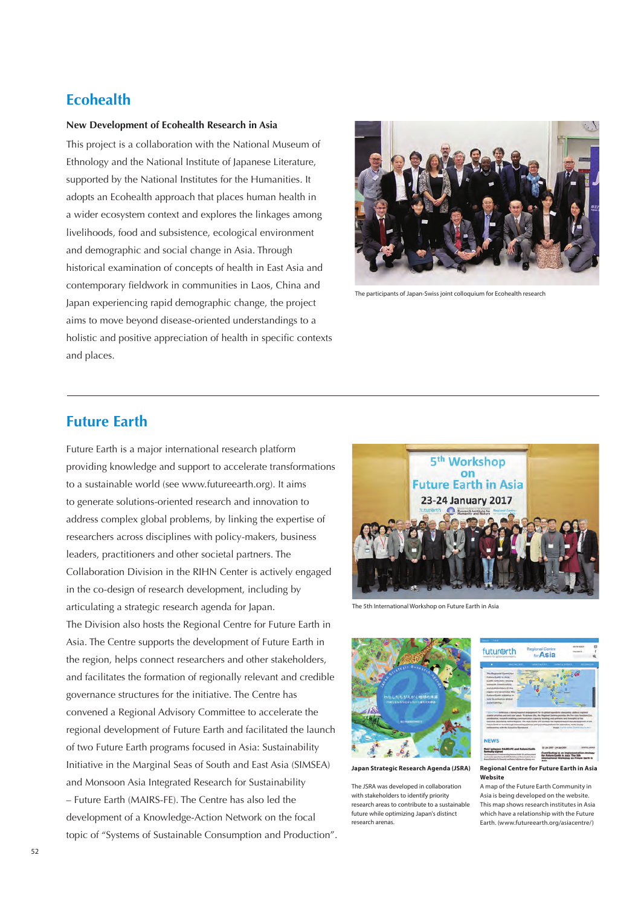## Ecohealth

### New Development of Ecohealth Research in Asia

This project is a collaboration with the National Museum of Ethnology and the National Institute of Japanese Literature, supported by the National Institutes for the Humanities. It adopts an Ecohealth approach that places human health in a wider ecosystem context and explores the linkages among livelihoods, food and subsistence, ecological environment and demographic and social change in Asia. Through historical examination of concepts of health in East Asia and contemporary fieldwork in communities in Laos, China and Japan experiencing rapid demographic change, the project aims to move beyond disease-oriented understandings to a holistic and positive appreciation of health in specific contexts and places.

The participants of Japan-Swiss joint colloquium for Ecohealth research

## Future Earth

Future Earth is a major international research platform providing knowledge and support to accelerate transformations to a sustainable world (see www.futureearth.org). It aims to generate solutions-oriented research and innovation to address complex global problems, by linking the expertise of researchers across disciplines with policy-makers, business leaders, practitioners and other societal partners. The Collaboration Division in the RIHN Center is actively engaged in the co-design of research development, including by articulating a strategic research agenda for Japan.

The Division also hosts the Regional Centre for Future Earth in Asia. The Centre supports the development of Future Earth in the region, helps connect researchers and other stakeholders, and facilitates the formation of regionally relevant and credible governance structures for the initiative. The Centre has convened a Regional Advisory Committee to accelerate the regional development of Future Earth and facilitated the launch of two Future Earth programs focused in Asia: Sustainability Initiative in the Marginal Seas of South and East Asia (SIMSEA) and Monsoon Asia Integrated Research for Sustainability – Future Earth (MAIRS-FE). The Centre has also led the development of a Knowledge-Action Network on the focal topic of "Systems of Sustainable Consumption and Production".

The 5th International Workshop on Future Earth in Asia

**Japan Strategic Research Agenda (JSRA)**

The JSRA was developed in collaboration with stakeholders to identify priority research areas to contribute to a sustainable future while optimizing Japan's distinct research arenas.

**Regional Centre for Future Earth in Asia Website**

A map of the Future Earth Community in Asia is being developed on the website. This map shows research institutes in Asia which have a relationship with the Future Earth. (www.futureearth.org/asiacentre/)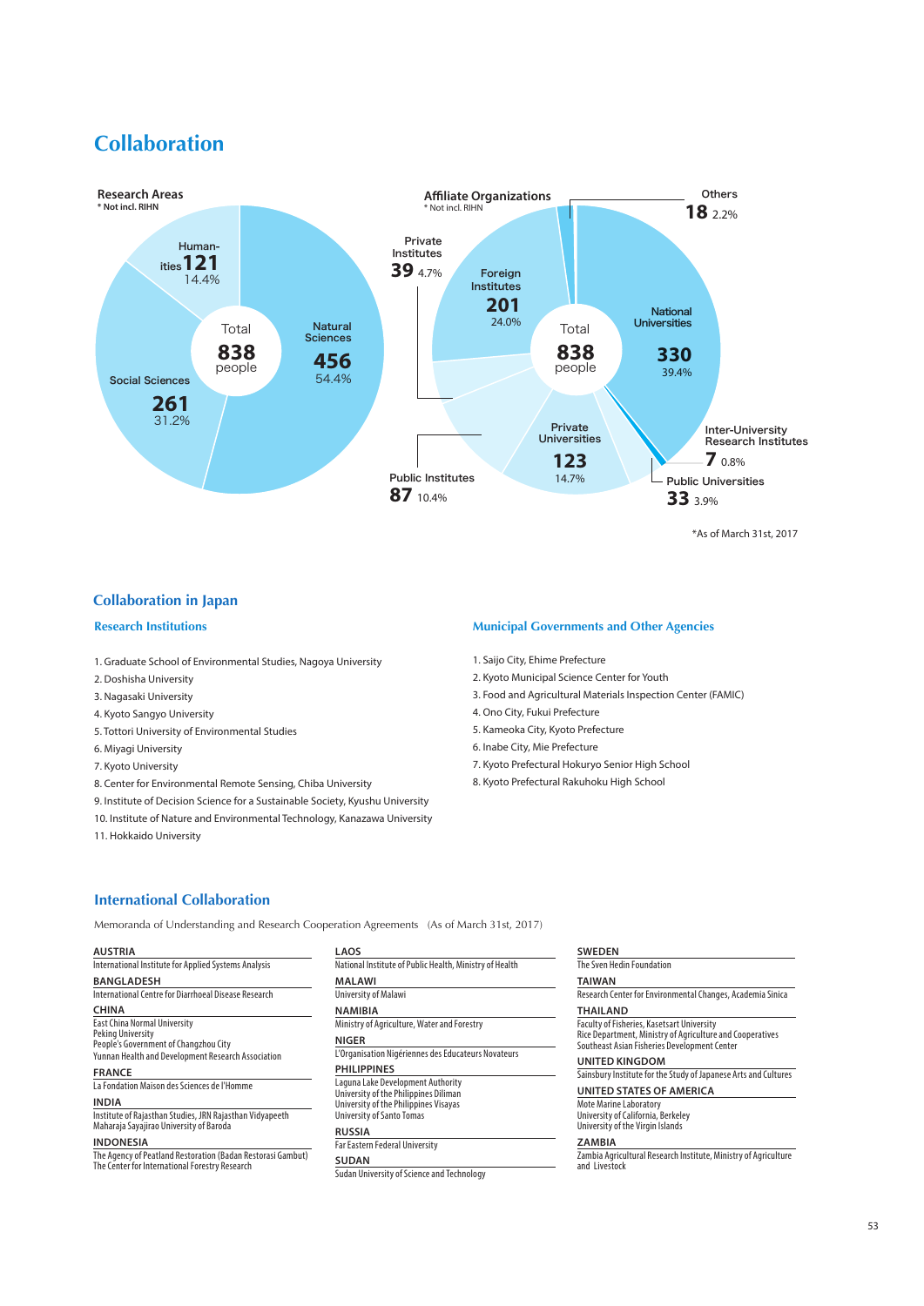# Collaboration

Research Areas
* Not incl. RIHN

Humanities 121 14.4%
Natural Sciences 456 54.4%
Social Sciences 261 31.2%
Total 838 people

Affiliate Organizations
* Not incl. RIHN

Others 18 2.2%
Private Institutes 39 4.7%
Foreign Institutes 201 24.0%
National Universities 330 39.4%
Inter-University Research Institutes 7 0.8%
Public Universities 33 3.9%
Private Universities 123 14.7%
Public Institutes 87 10.4%
Total 838 people

*As of March 31st, 2017

## Collaboration in Japan

### Research Institutions

1. Graduate School of Environmental Studies, Nagoya University
2. Doshisha University
3. Nagasaki University
4. Kyoto Sangyo University
5. Tottori University of Environmental Studies
6. Miyagi University
7. Kyoto University
8. Center for Environmental Remote Sensing, Chiba University
9. Institute of Decision Science for a Sustainable Society, Kyushu University
10. Institute of Nature and Environmental Technology, Kanazawa University
11. Hokkaido University

### Municipal Governments and Other Agencies

1. Saijo City, Ehime Prefecture
2. Kyoto Municipal Science Center for Youth
3. Food and Agricultural Materials Inspection Center (FAMIC)
4. Ono City, Fukui Prefecture
5. Kameoka City, Kyoto Prefecture
6. Inabe City, Mie Prefecture
7. Kyoto Prefectural Hokuryo Senior High School
8. Kyoto Prefectural Rakuhoku High School

## International Collaboration

Memoranda of Understanding and Research Cooperation Agreements (As of March 31st, 2017)

**AUSTRIA**
International Institute for Applied Systems Analysis

**BANGLADESH**
International Centre for Diarrhoeal Disease Research

**CHINA**
East China Normal University
Peking University
People's Government of Changzhou City
Yunnan Health and Development Research Association

**FRANCE**
La Fondation Maison des Sciences de l'Homme

**INDIA**
Institute of Rajasthan Studies, JRN Rajasthan Vidyapeeth
Maharaja Sayajirao University of Baroda

**INDONESIA**
The Agency of Peatland Restoration (Badan Restorasi Gambut)
The Center for International Forestry Research

**LAOS**
National Institute of Public Health, Ministry of Health

**MALAWI**
University of Malawi

**NAMIBIA**
Ministry of Agriculture, Water and Forestry

**NIGER**
L'Organisation Nigériennes des Educateurs Novateurs

**PHILIPPINES**
Laguna Lake Development Authority
University of the Philippines Diliman
University of the Philippines Visayas
University of Santo Tomas

**RUSSIA**
Far Eastern Federal University

**SUDAN**
Sudan University of Science and Technology

**SWEDEN**
The Sven Hedin Foundation

**TAIWAN**
Research Center for Environmental Changes, Academia Sinica

**THAILAND**
Faculty of Fisheries, Kasetsart University
Rice Department, Ministry of Agriculture and Cooperatives
Southeast Asian Fisheries Development Center

**UNITED KINGDOM**
Sainsbury Institute for the Study of Japanese Arts and Cultures

**UNITED STATES OF AMERICA**
Mote Marine Laboratory
University of California, Berkeley
University of the Virgin Islands

**ZAMBIA**
Zambia Agricultural Research Institute, Ministry of Agriculture and Livestock